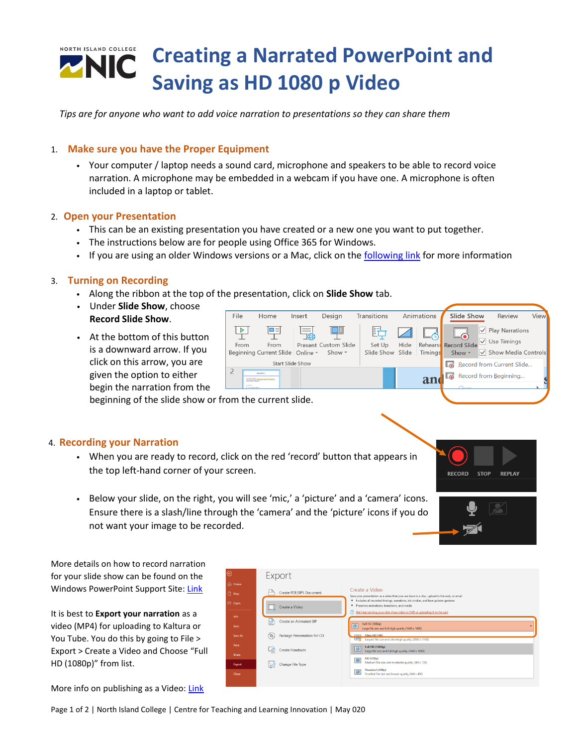# Creating a Narrated PowerPoint and Saving as HD 1080 p Video

*Tips are for anyone who want to add voice narration to presentations so they can share them*

1. **Make sure you have the Proper Equipment**
   - Your computer / laptop needs a sound card, microphone and speakers to be able to record voice narration. A microphone may be embedded in a webcam if you have one. A microphone is often included in a laptop or tablet.

2. **Open your Presentation**
   - This can be an existing presentation you have created or a new one you want to put together.
   - The instructions below are for people using Office 365 for Windows.
   - If you are using an older Windows versions or a Mac, click on the following link for more information

3. **Turning on Recording**
   - Along the ribbon at the top of the presentation, click on **Slide Show** tab.
   - Under **Slide Show**, choose **Record Slide Show**.
   - At the bottom of this button is a downward arrow. If you click on this arrow, you are given the option to either begin the narration from the beginning of the slide show or from the current slide.

4. **Recording your Narration**
   - When you are ready to record, click on the red 'record' button that appears in the top left-hand corner of your screen.
   - Below your slide, on the right, you will see 'mic,' a 'picture' and a 'camera' icons. Ensure there is a slash/line through the 'camera' and the 'picture' icons if you do not want your image to be recorded.

More details on how to record narration for your slide show can be found on the Windows PowerPoint Support Site: Link

It is best to **Export your narration** as a video (MP4) for uploading to Kaltura or You Tube. You do this by going to File > Export > Create a Video and Choose "Full HD (1080p)" from list.

More info on publishing as a Video: Link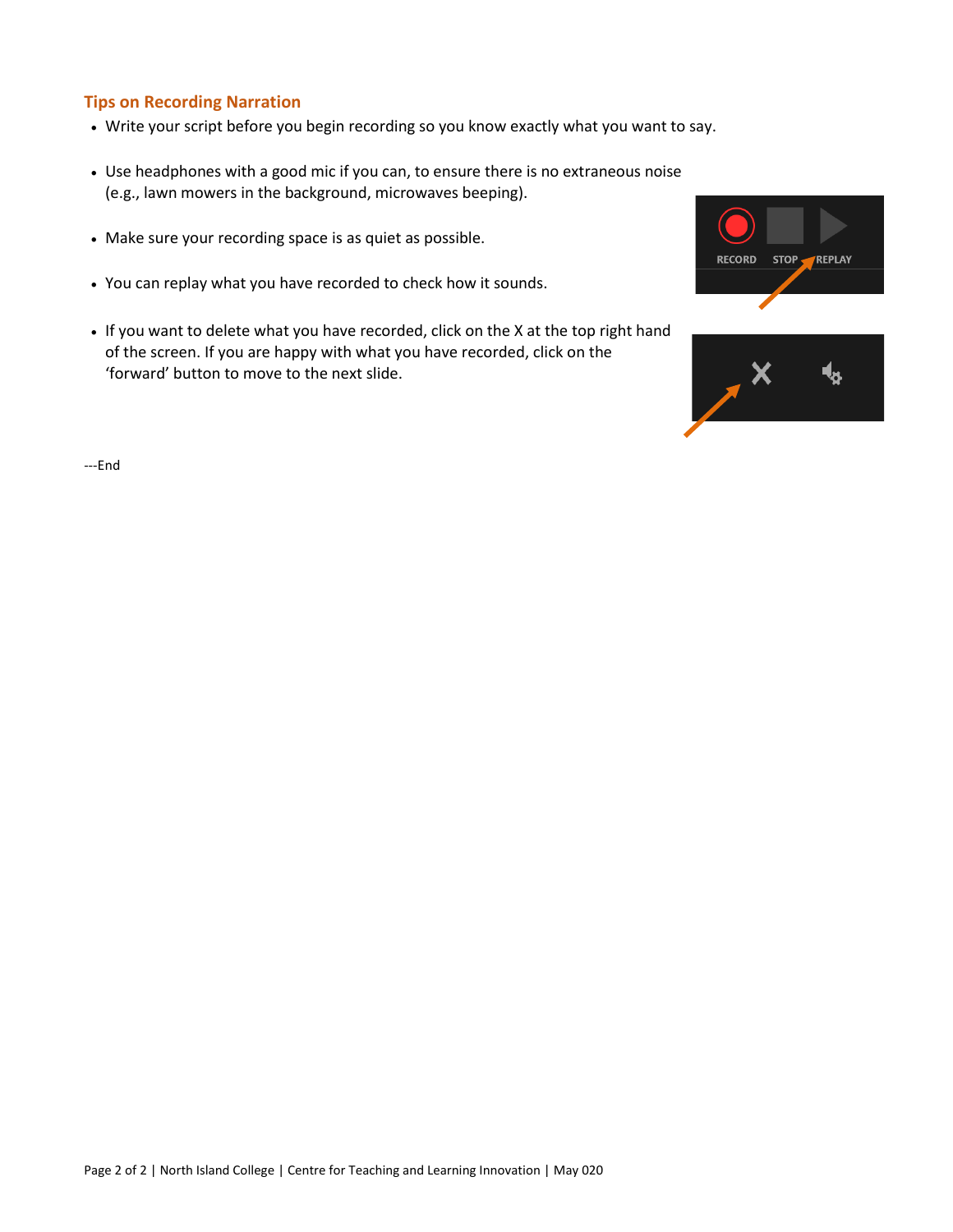### Tips on Recording Narration

- Write your script before you begin recording so you know exactly what you want to say.
- Use headphones with a good mic if you can, to ensure there is no extraneous noise (e.g., lawn mowers in the background, microwaves beeping).
- Make sure your recording space is as quiet as possible.
- You can replay what you have recorded to check how it sounds.
- If you want to delete what you have recorded, click on the X at the top right hand of the screen. If you are happy with what you have recorded, click on the 'forward' button to move to the next slide.

---End